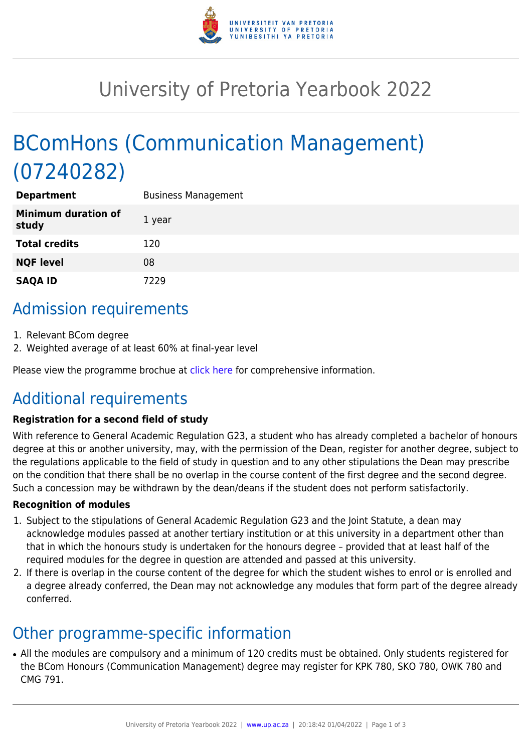# University of Pretoria Yearbook 2022

## BComHons (Communication Management) (07240282)

| | |
|---|---|
| **Department** | Business Management |
| **Minimum duration of study** | 1 year |
| **Total credits** | 120 |
| **NQF level** | 08 |
| **SAQA ID** | 7229 |

## Admission requirements

1. Relevant BCom degree
2. Weighted average of at least 60% at final-year level

Please view the programme brochue at click here for comprehensive information.

## Additional requirements

**Registration for a second field of study**

With reference to General Academic Regulation G23, a student who has already completed a bachelor of honours degree at this or another university, may, with the permission of the Dean, register for another degree, subject to the regulations applicable to the field of study in question and to any other stipulations the Dean may prescribe on the condition that there shall be no overlap in the course content of the first degree and the second degree. Such a concession may be withdrawn by the dean/deans if the student does not perform satisfactorily.

**Recognition of modules**

1. Subject to the stipulations of General Academic Regulation G23 and the Joint Statute, a dean may acknowledge modules passed at another tertiary institution or at this university in a department other than that in which the honours study is undertaken for the honours degree – provided that at least half of the required modules for the degree in question are attended and passed at this university.
2. If there is overlap in the course content of the degree for which the student wishes to enrol or is enrolled and a degree already conferred, the Dean may not acknowledge any modules that form part of the degree already conferred.

## Other programme-specific information

- All the modules are compulsory and a minimum of 120 credits must be obtained. Only students registered for the BCom Honours (Communication Management) degree may register for KPK 780, SKO 780, OWK 780 and CMG 791.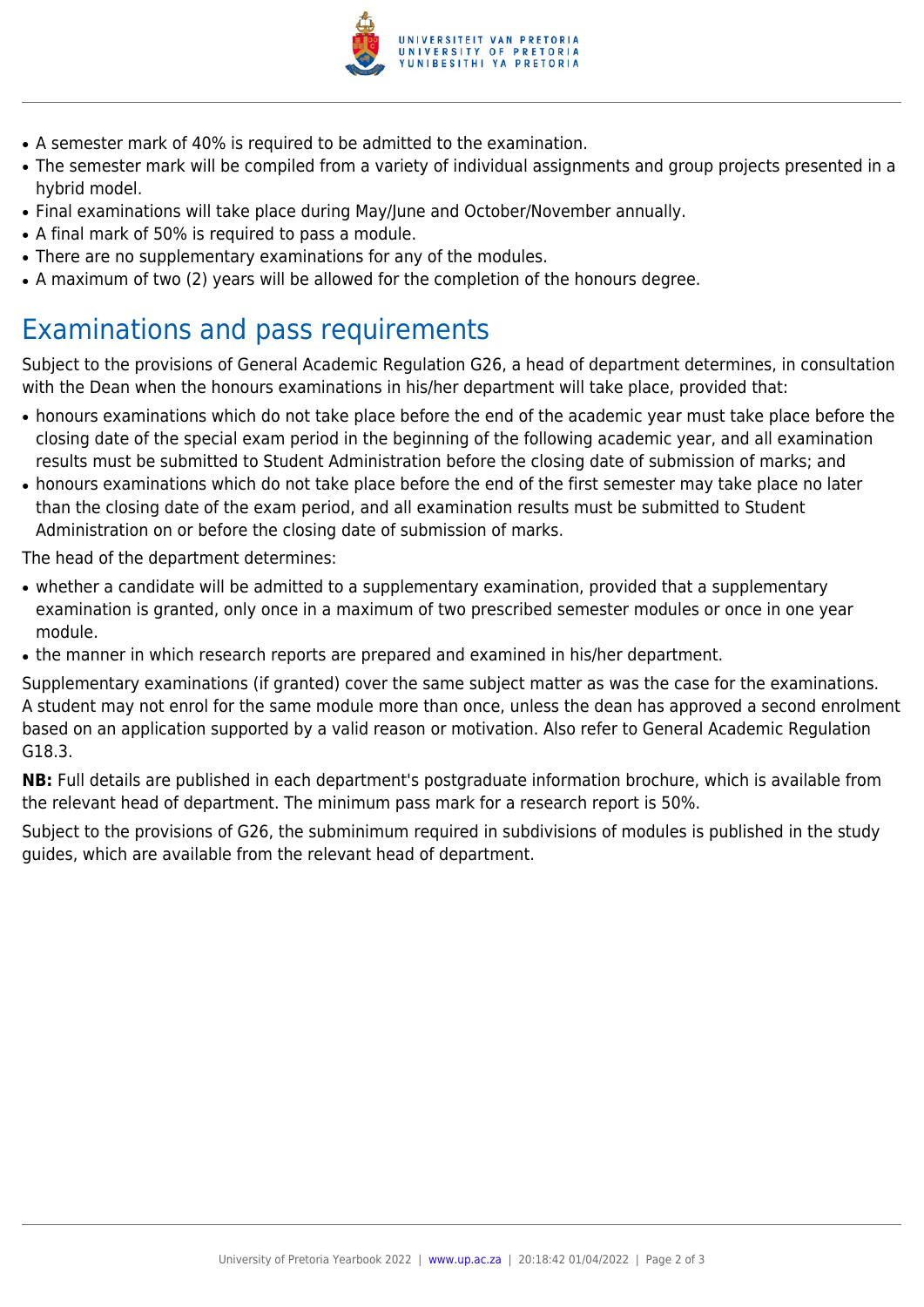- A semester mark of 40% is required to be admitted to the examination.
- The semester mark will be compiled from a variety of individual assignments and group projects presented in a hybrid model.
- Final examinations will take place during May/June and October/November annually.
- A final mark of 50% is required to pass a module.
- There are no supplementary examinations for any of the modules.
- A maximum of two (2) years will be allowed for the completion of the honours degree.

## Examinations and pass requirements

Subject to the provisions of General Academic Regulation G26, a head of department determines, in consultation with the Dean when the honours examinations in his/her department will take place, provided that:

- honours examinations which do not take place before the end of the academic year must take place before the closing date of the special exam period in the beginning of the following academic year, and all examination results must be submitted to Student Administration before the closing date of submission of marks; and
- honours examinations which do not take place before the end of the first semester may take place no later than the closing date of the exam period, and all examination results must be submitted to Student Administration on or before the closing date of submission of marks.

The head of the department determines:

- whether a candidate will be admitted to a supplementary examination, provided that a supplementary examination is granted, only once in a maximum of two prescribed semester modules or once in one year module.
- the manner in which research reports are prepared and examined in his/her department.

Supplementary examinations (if granted) cover the same subject matter as was the case for the examinations. A student may not enrol for the same module more than once, unless the dean has approved a second enrolment based on an application supported by a valid reason or motivation. Also refer to General Academic Regulation G18.3.

**NB:** Full details are published in each department's postgraduate information brochure, which is available from the relevant head of department. The minimum pass mark for a research report is 50%.

Subject to the provisions of G26, the subminimum required in subdivisions of modules is published in the study guides, which are available from the relevant head of department.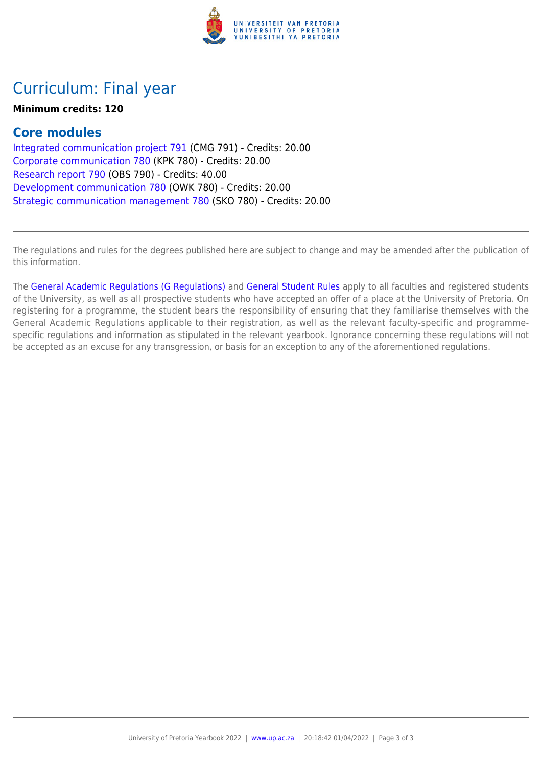# Curriculum: Final year

**Minimum credits: 120**

## Core modules

Integrated communication project 791 (CMG 791) - Credits: 20.00
Corporate communication 780 (KPK 780) - Credits: 20.00
Research report 790 (OBS 790) - Credits: 40.00
Development communication 780 (OWK 780) - Credits: 20.00
Strategic communication management 780 (SKO 780) - Credits: 20.00

---

The regulations and rules for the degrees published here are subject to change and may be amended after the publication of this information.

The General Academic Regulations (G Regulations) and General Student Rules apply to all faculties and registered students of the University, as well as all prospective students who have accepted an offer of a place at the University of Pretoria. On registering for a programme, the student bears the responsibility of ensuring that they familiarise themselves with the General Academic Regulations applicable to their registration, as well as the relevant faculty-specific and programme-specific regulations and information as stipulated in the relevant yearbook. Ignorance concerning these regulations will not be accepted as an excuse for any transgression, or basis for an exception to any of the aforementioned regulations.